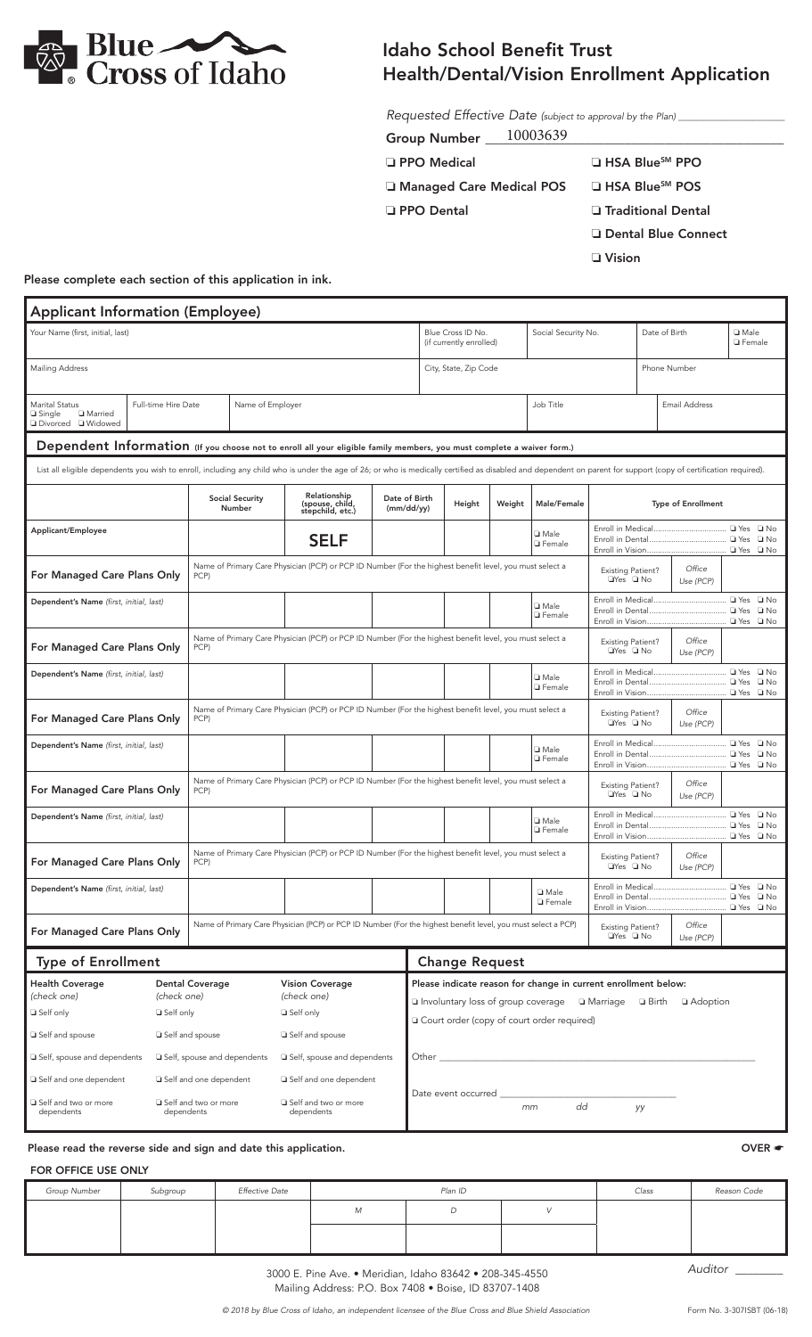Blue Cross of Idaho

# Idaho School Benefit Trust Health/Dental/Vision Enrollment Application

*Requested Effective Date (subject to approval by the Plan)* ____________

**Group Number** 10003639

- ❑ **PPO Medical**
- ❑ **Managed Care Medical POS**
- ❑ **PPO Dental**
- ❑ **HSA Blue℠ PPO**
- ❑ **HSA Blue℠ POS**
- ❑ **Traditional Dental**
- ❑ **Dental Blue Connect**
- ❑ **Vision**

**Please complete each section of this application in ink.**

## Applicant Information (Employee)

| Your Name (first, initial, last) | Blue Cross ID No. (if currently enrolled) | Social Security No. | Date of Birth | ❑ Male ❑ Female |
|---|---|---|---|---|
| | | | | |

| Mailing Address | City, State, Zip Code | Phone Number |
|---|---|---|
| | | |

| Marital Status ❑ Single ❑ Married ❑ Divorced ❑ Widowed | Full-time Hire Date | Name of Employer | Job Title | Email Address |
|---|---|---|---|---|
| | | | | |

## Dependent Information (If you choose not to enroll all your eligible family members, you must complete a waiver form.)

List all eligible dependents you wish to enroll, including any child who is under the age of 26; or who is medically certified as disabled and dependent on parent for support (copy of certification required).

| | Social Security Number | Relationship (spouse, child, stepchild, etc.) | Date of Birth (mm/dd/yy) | Height | Weight | Male/Female | Type of Enrollment |
|---|---|---|---|---|---|---|---|
| Applicant/Employee | | SELF | | | | ❑ Male ❑ Female | Enroll in Medical ❑ Yes ❑ No<br>Enroll in Dental ❑ Yes ❑ No<br>Enroll in Vision ❑ Yes ❑ No |
| For Managed Care Plans Only | Name of Primary Care Physician (PCP) or PCP ID Number (For the highest benefit level, you must select a PCP) | | | | | Existing Patient? ❑Yes ❑ No | *Office Use (PCP)* |
| Dependent's Name *(first, initial, last)* | | | | | | ❑ Male ❑ Female | Enroll in Medical ❑ Yes ❑ No<br>Enroll in Dental ❑ Yes ❑ No<br>Enroll in Vision ❑ Yes ❑ No |
| For Managed Care Plans Only | Name of Primary Care Physician (PCP) or PCP ID Number (For the highest benefit level, you must select a PCP) | | | | | Existing Patient? ❑Yes ❑ No | *Office Use (PCP)* |
| Dependent's Name *(first, initial, last)* | | | | | | ❑ Male ❑ Female | Enroll in Medical ❑ Yes ❑ No<br>Enroll in Dental ❑ Yes ❑ No<br>Enroll in Vision ❑ Yes ❑ No |
| For Managed Care Plans Only | Name of Primary Care Physician (PCP) or PCP ID Number (For the highest benefit level, you must select a PCP) | | | | | Existing Patient? ❑Yes ❑ No | *Office Use (PCP)* |
| Dependent's Name *(first, initial, last)* | | | | | | ❑ Male ❑ Female | Enroll in Medical ❑ Yes ❑ No<br>Enroll in Dental ❑ Yes ❑ No<br>Enroll in Vision ❑ Yes ❑ No |
| For Managed Care Plans Only | Name of Primary Care Physician (PCP) or PCP ID Number (For the highest benefit level, you must select a PCP) | | | | | Existing Patient? ❑Yes ❑ No | *Office Use (PCP)* |
| Dependent's Name *(first, initial, last)* | | | | | | ❑ Male ❑ Female | Enroll in Medical ❑ Yes ❑ No<br>Enroll in Dental ❑ Yes ❑ No<br>Enroll in Vision ❑ Yes ❑ No |
| For Managed Care Plans Only | Name of Primary Care Physician (PCP) or PCP ID Number (For the highest benefit level, you must select a PCP) | | | | | Existing Patient? ❑Yes ❑ No | *Office Use (PCP)* |
| Dependent's Name *(first, initial, last)* | | | | | | ❑ Male ❑ Female | Enroll in Medical ❑ Yes ❑ No<br>Enroll in Dental ❑ Yes ❑ No<br>Enroll in Vision ❑ Yes ❑ No |
| For Managed Care Plans Only | Name of Primary Care Physician (PCP) or PCP ID Number (For the highest benefit level, you must select a PCP) | | | | | Existing Patient? ❑Yes ❑ No | *Office Use (PCP)* |

## Type of Enrollment

| Health Coverage *(check one)* | Dental Coverage *(check one)* | Vision Coverage *(check one)* |
|---|---|---|
| ❑ Self only | ❑ Self only | ❑ Self only |
| ❑ Self and spouse | ❑ Self and spouse | ❑ Self and spouse |
| ❑ Self, spouse and dependents | ❑ Self, spouse and dependents | ❑ Self, spouse and dependents |
| ❑ Self and one dependent | ❑ Self and one dependent | ❑ Self and one dependent |
| ❑ Self and two or more dependents | ❑ Self and two or more dependents | ❑ Self and two or more dependents |

## Change Request

Please indicate reason for change in current enrollment below:

❑ Involuntary loss of group coverage ❑ Marriage ❑ Birth ❑ Adoption

❑ Court order (copy of court order required)

Other ____________

Date event occurred ____________ *mm dd yy*

**Please read the reverse side and sign and date this application.** **OVER ☛**

**FOR OFFICE USE ONLY**

| *Group Number* | *Subgroup* | *Effective Date* | *Plan ID* | | | *Class* | *Reason Code* |
|---|---|---|---|---|---|---|---|
| | | | *M* | *D* | *V* | | |
| | | | | | | | |

*Auditor* ________

3000 E. Pine Ave. • Meridian, Idaho 83642 • 208-345-4550
Mailing Address: P.O. Box 7408 • Boise, ID 83707-1408

*© 2018 by Blue Cross of Idaho, an independent licensee of the Blue Cross and Blue Shield Association*

Form No. 3-307ISBT (06-18)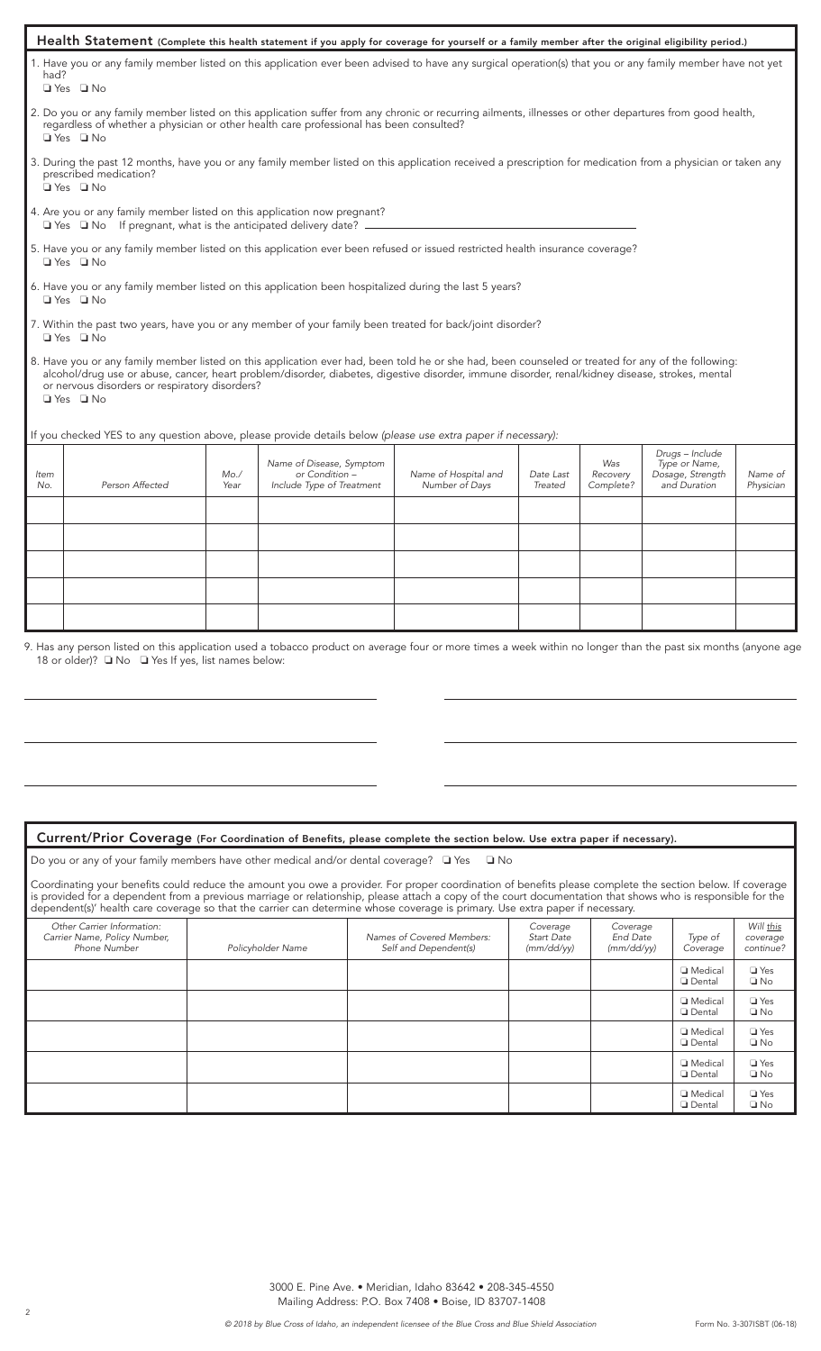## Health Statement (Complete this health statement if you apply for coverage for yourself or a family member after the original eligibility period.)

1. Have you or any family member listed on this application ever been advised to have any surgical operation(s) that you or any family member have not yet had?
   ❑ Yes ❑ No

2. Do you or any family member listed on this application suffer from any chronic or recurring ailments, illnesses or other departures from good health, regardless of whether a physician or other health care professional has been consulted?
   ❑ Yes ❑ No

3. During the past 12 months, have you or any family member listed on this application received a prescription for medication from a physician or taken any prescribed medication?
   ❑ Yes ❑ No

4. Are you or any family member listed on this application now pregnant?
   ❑ Yes ❑ No If pregnant, what is the anticipated delivery date? ______________________

5. Have you or any family member listed on this application ever been refused or issued restricted health insurance coverage?
   ❑ Yes ❑ No

6. Have you or any family member listed on this application been hospitalized during the last 5 years?
   ❑ Yes ❑ No

7. Within the past two years, have you or any member of your family been treated for back/joint disorder?
   ❑ Yes ❑ No

8. Have you or any family member listed on this application ever had, been told he or she had, been counseled or treated for any of the following: alcohol/drug use or abuse, cancer, heart problem/disorder, diabetes, digestive disorder, immune disorder, renal/kidney disease, strokes, mental or nervous disorders or respiratory disorders?
   ❑ Yes ❑ No

If you checked YES to any question above, please provide details below *(please use extra paper if necessary)*:

| *Item No.* | *Person Affected* | *Mo./ Year* | *Name of Disease, Symptom or Condition – Include Type of Treatment* | *Name of Hospital and Number of Days* | *Date Last Treated* | *Was Recovery Complete?* | *Drugs – Include Type or Name, Dosage, Strength and Duration* | *Name of Physician* |
|---|---|---|---|---|---|---|---|---|
| | | | | | | | | |
| | | | | | | | | |
| | | | | | | | | |
| | | | | | | | | |
| | | | | | | | | |

9. Has any person listed on this application used a tobacco product on average four or more times a week within no longer than the past six months (anyone age 18 or older)? ❑ No ❑ Yes If yes, list names below:

______________________ ______________________

______________________ ______________________

______________________ ______________________

## Current/Prior Coverage (For Coordination of Benefits, please complete the section below. Use extra paper if necessary).

Do you or any of your family members have other medical and/or dental coverage? ❑ Yes ❑ No

Coordinating your benefits could reduce the amount you owe a provider. For proper coordination of benefits please complete the section below. If coverage is provided for a dependent from a previous marriage or relationship, please attach a copy of the court documentation that shows who is responsible for the dependent(s)' health care coverage so that the carrier can determine whose coverage is primary. Use extra paper if necessary.

| *Other Carrier Information: Carrier Name, Policy Number, Phone Number* | *Policyholder Name* | *Names of Covered Members: Self and Dependent(s)* | *Coverage Start Date (mm/dd/yy)* | *Coverage End Date (mm/dd/yy)* | *Type of Coverage* | *Will this coverage continue?* |
|---|---|---|---|---|---|---|
| | | | | | ❑ Medical ❑ Dental | ❑ Yes ❑ No |
| | | | | | ❑ Medical ❑ Dental | ❑ Yes ❑ No |
| | | | | | ❑ Medical ❑ Dental | ❑ Yes ❑ No |
| | | | | | ❑ Medical ❑ Dental | ❑ Yes ❑ No |
| | | | | | ❑ Medical ❑ Dental | ❑ Yes ❑ No |

3000 E. Pine Ave. • Meridian, Idaho 83642 • 208-345-4550
Mailing Address: P.O. Box 7408 • Boise, ID 83707-1408

*© 2018 by Blue Cross of Idaho, an independent licensee of the Blue Cross and Blue Shield Association*

Form No. 3-307ISBT (06-18)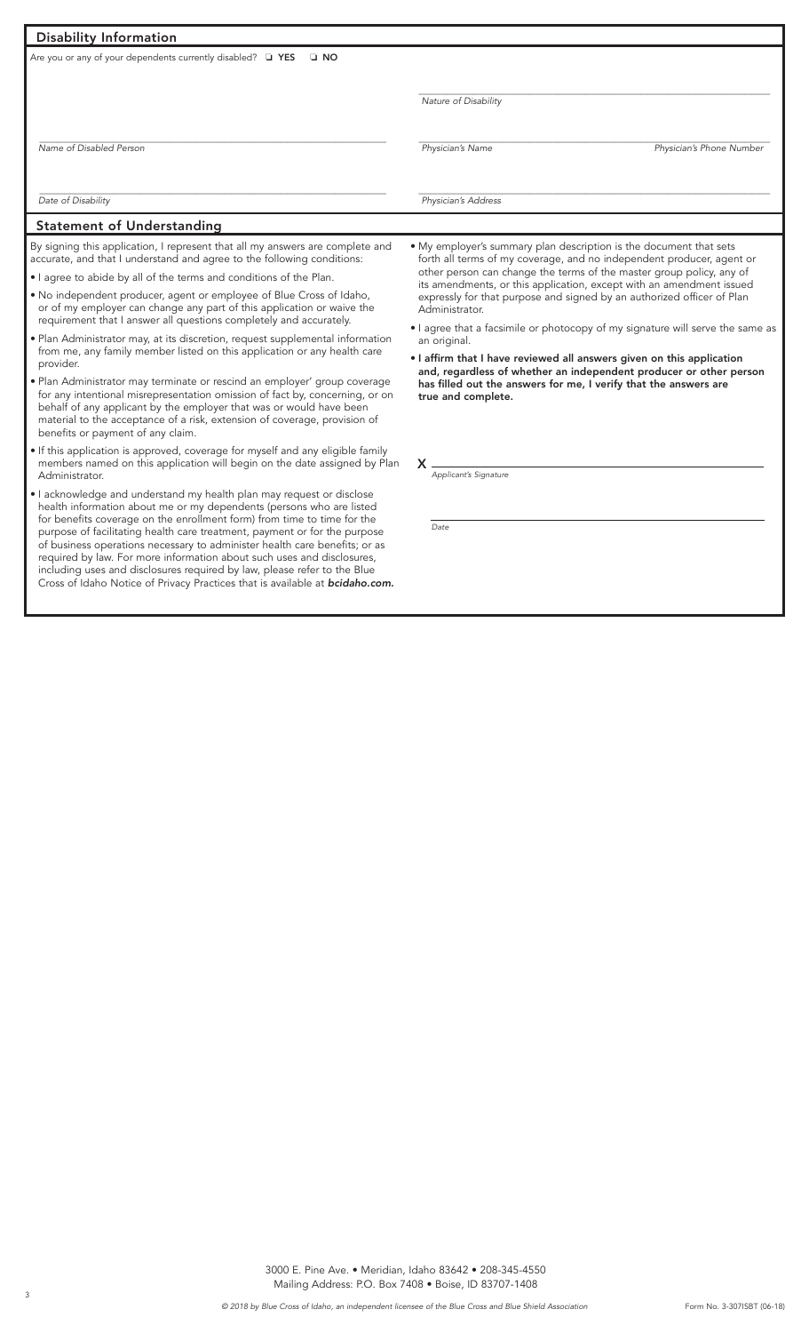## Disability Information

Are you or any of your dependents currently disabled? ❑ YES ❑ NO

_______________________________________
*Nature of Disability*

_______________________________________
*Name of Disabled Person*

_______________________________________
*Physician's Name*

_______________________________________
*Physician's Phone Number*

_______________________________________
*Date of Disability*

_______________________________________
*Physician's Address*

## Statement of Understanding

By signing this application, I represent that all my answers are complete and accurate, and that I understand and agree to the following conditions:

- I agree to abide by all of the terms and conditions of the Plan.
- No independent producer, agent or employee of Blue Cross of Idaho, or of my employer can change any part of this application or waive the requirement that I answer all questions completely and accurately.
- Plan Administrator may, at its discretion, request supplemental information from me, any family member listed on this application or any health care provider.
- Plan Administrator may terminate or rescind an employer' group coverage for any intentional misrepresentation omission of fact by, concerning, or on behalf of any applicant by the employer that was or would have been material to the acceptance of a risk, extension of coverage, provision of benefits or payment of any claim.
- If this application is approved, coverage for myself and any eligible family members named on this application will begin on the date assigned by Plan Administrator.
- I acknowledge and understand my health plan may request or disclose health information about me or my dependents (persons who are listed for benefits coverage on the enrollment form) from time to time for the purpose of facilitating health care treatment, payment or for the purpose of business operations necessary to administer health care benefits; or as required by law. For more information about such uses and disclosures, including uses and disclosures required by law, please refer to the Blue Cross of Idaho Notice of Privacy Practices that is available at ***bcidaho.com.***
- My employer's summary plan description is the document that sets forth all terms of my coverage, and no independent producer, agent or other person can change the terms of the master group policy, any of its amendments, or this application, except with an amendment issued expressly for that purpose and signed by an authorized officer of Plan Administrator.
- I agree that a facsimile or photocopy of my signature will serve the same as an original.
- **I affirm that I have reviewed all answers given on this application and, regardless of whether an independent producer or other person has filled out the answers for me, I verify that the answers are true and complete.**

X _______________________________________
*Applicant's Signature*

_______________________________________
*Date*

3000 E. Pine Ave. • Meridian, Idaho 83642 • 208-345-4550
Mailing Address: P.O. Box 7408 • Boise, ID 83707-1408

*© 2018 by Blue Cross of Idaho, an independent licensee of the Blue Cross and Blue Shield Association*

Form No. 3-307ISBT (06-18)